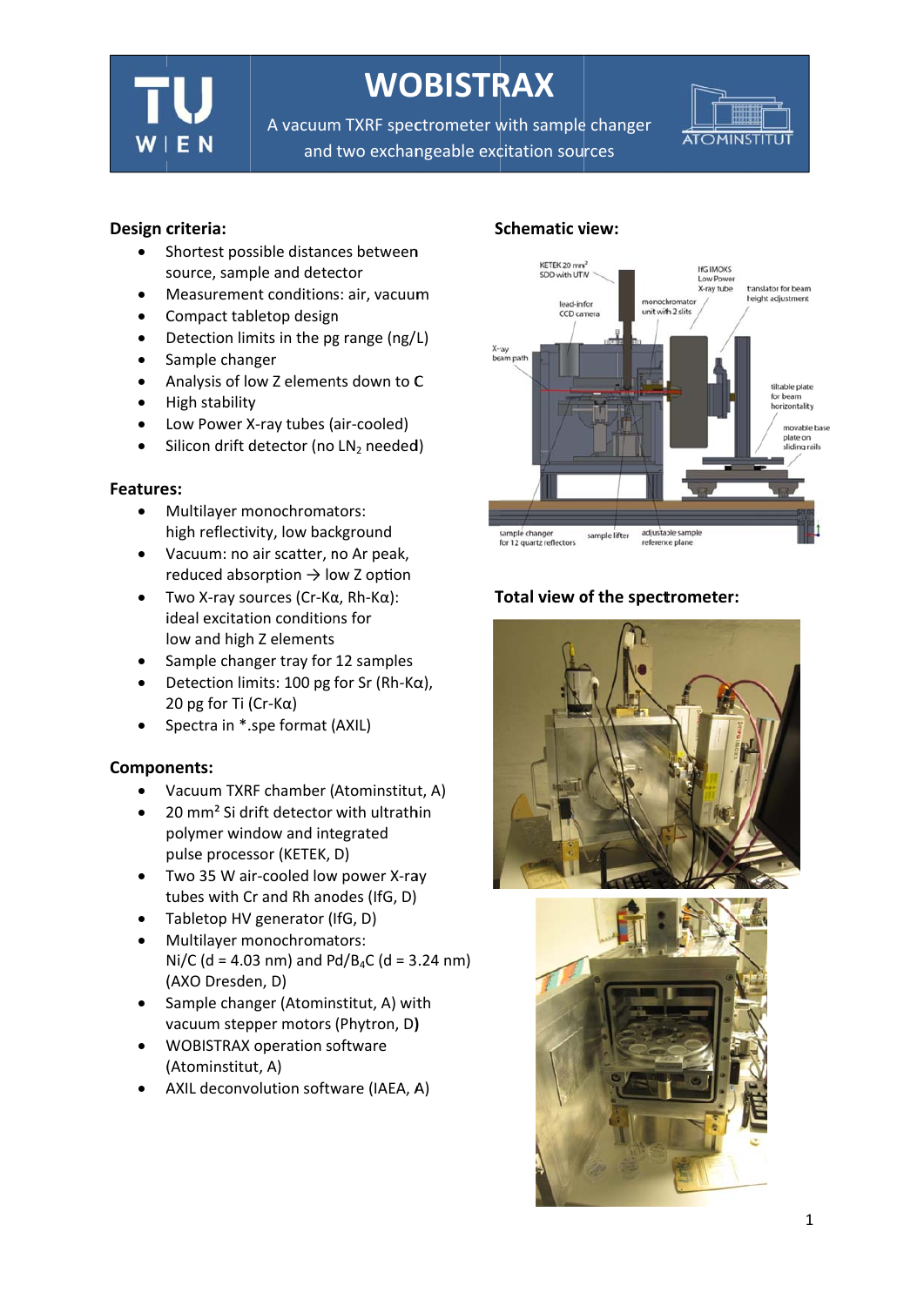# WOBISTRAX

A vacuum TXRF spectrometer with sample changer and two exchangeable excitation sources

## Design criteria:

- Shortest possible distances between source, sample and detector
- Measurement conditions: air, vacuum
- Compact tabletop design
- Detection limits in the pg range (ng/L)
- Sample changer
- Analysis of low Z elements down to **C**
- High stability
- Low Power X-ray tubes (air-cooled)
- Silicon drift detector (no $LN_2$ needed)

## Features:

- Multilayer monochromators: high reflectivity, low background
- Vacuum: no air scatter, no Ar peak, reduced absorption → low Z option
- Two X-ray sources (Cr-Kα, Rh-Kα): ideal excitation conditions for low and high Z elements
- Sample changer tray for 12 samples
- Detection limits: 100 pg for Sr (Rh-Kα), 20 pg for Ti (Cr-Kα)
- Spectra in *.spe format (AXIL)

## Components:

- Vacuum TXRF chamber (Atominstitut, A)
- 20 mm² Si drift detector with ultrathin polymer window and integrated pulse processor (KETEK, D)
- Two 35 W air-cooled low power X-ray tubes with Cr and Rh anodes (IfG, D)
- Tabletop HV generator (IfG, D)
- Multilayer monochromators: Ni/C (d = 4.03 nm) and Pd/$B_4$C (d = 3.24 nm) (AXO Dresden, D)
- Sample changer (Atominstitut, A) with vacuum stepper motors (Phytron, D**)**
- WOBISTRAX operation software (Atominstitut, A)
- AXIL deconvolution software (IAEA, A)

## Schematic view:

## Total view of the spectrometer: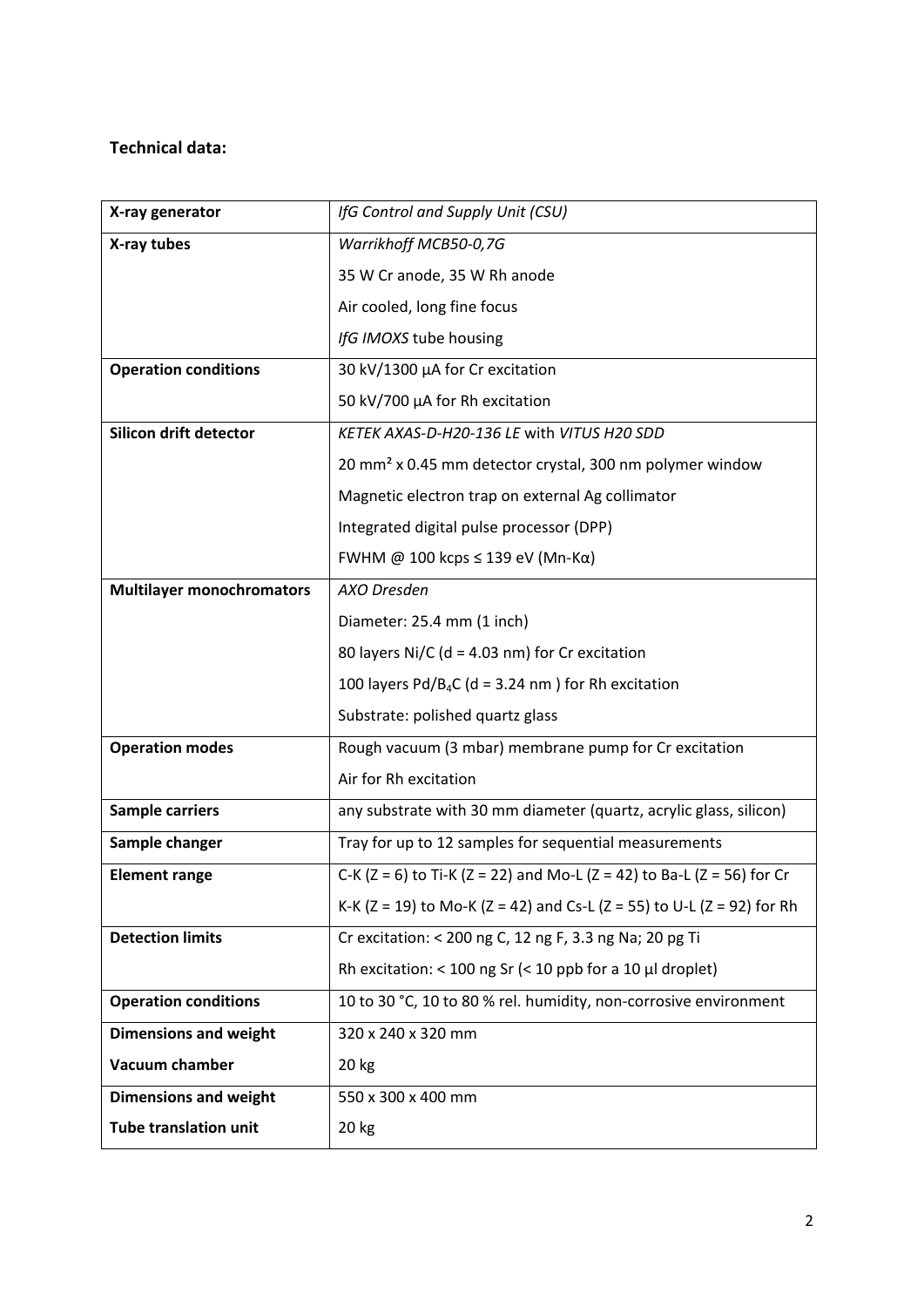**Technical data:**

| | |
|---|---|
| **X-ray generator** | *IfG Control and Supply Unit (CSU)* |
| **X-ray tubes** | *Warrikhoff MCB50-0,7G*<br>35 W Cr anode, 35 W Rh anode<br>Air cooled, long fine focus<br>*IfG IMOXS* tube housing |
| **Operation conditions** | 30 kV/1300 µA for Cr excitation<br>50 kV/700 µA for Rh excitation |
| **Silicon drift detector** | *KETEK AXAS-D-H20-136 LE* with *VITUS H20 SDD*<br>20 mm² x 0.45 mm detector crystal, 300 nm polymer window<br>Magnetic electron trap on external Ag collimator<br>Integrated digital pulse processor (DPP)<br>FWHM @ 100 kcps ≤ 139 eV (Mn-Kα) |
| **Multilayer monochromators** | *AXO Dresden*<br>Diameter: 25.4 mm (1 inch)<br>80 layers Ni/C (d = 4.03 nm) for Cr excitation<br>100 layers $Pd/B_4C$ (d = 3.24 nm ) for Rh excitation<br>Substrate: polished quartz glass |
| **Operation modes** | Rough vacuum (3 mbar) membrane pump for Cr excitation<br>Air for Rh excitation |
| **Sample carriers** | any substrate with 30 mm diameter (quartz, acrylic glass, silicon) |
| **Sample changer** | Tray for up to 12 samples for sequential measurements |
| **Element range** | C-K (Z = 6) to Ti-K (Z = 22) and Mo-L (Z = 42) to Ba-L (Z = 56) for Cr<br>K-K (Z = 19) to Mo-K (Z = 42) and Cs-L (Z = 55) to U-L (Z = 92) for Rh |
| **Detection limits** | Cr excitation: < 200 ng C, 12 ng F, 3.3 ng Na; 20 pg Ti<br>Rh excitation: < 100 ng Sr (< 10 ppb for a 10 µl droplet) |
| **Operation conditions** | 10 to 30 °C, 10 to 80 % rel. humidity, non-corrosive environment |
| **Dimensions and weight**<br>**Vacuum chamber** | 320 x 240 x 320 mm<br>20 kg |
| **Dimensions and weight**<br>**Tube translation unit** | 550 x 300 x 400 mm<br>20 kg |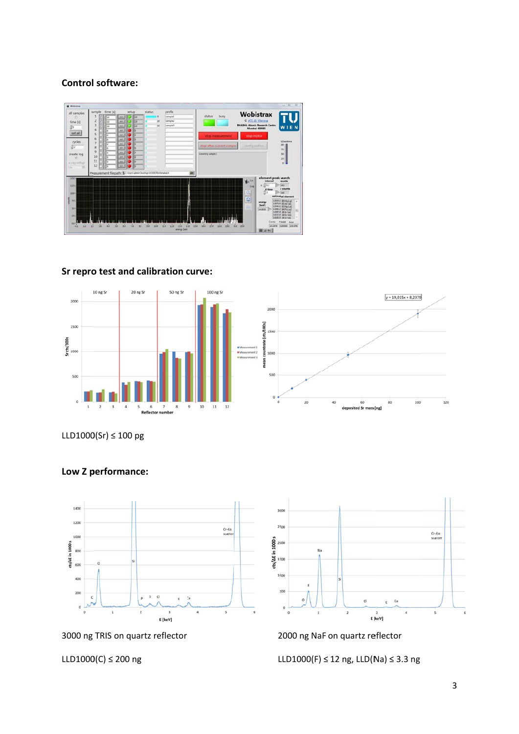**Control software:**

**Sr repro test and calibration curve:**

LLD1000(Sr) ≤ 100 pg

**Low Z performance:**

3000 ng TRIS on quartz reflector

2000 ng NaF on quartz reflector

LLD1000(C) ≤ 200 ng

LLD1000(F) ≤ 12 ng, LLD(Na) ≤ 3.3 ng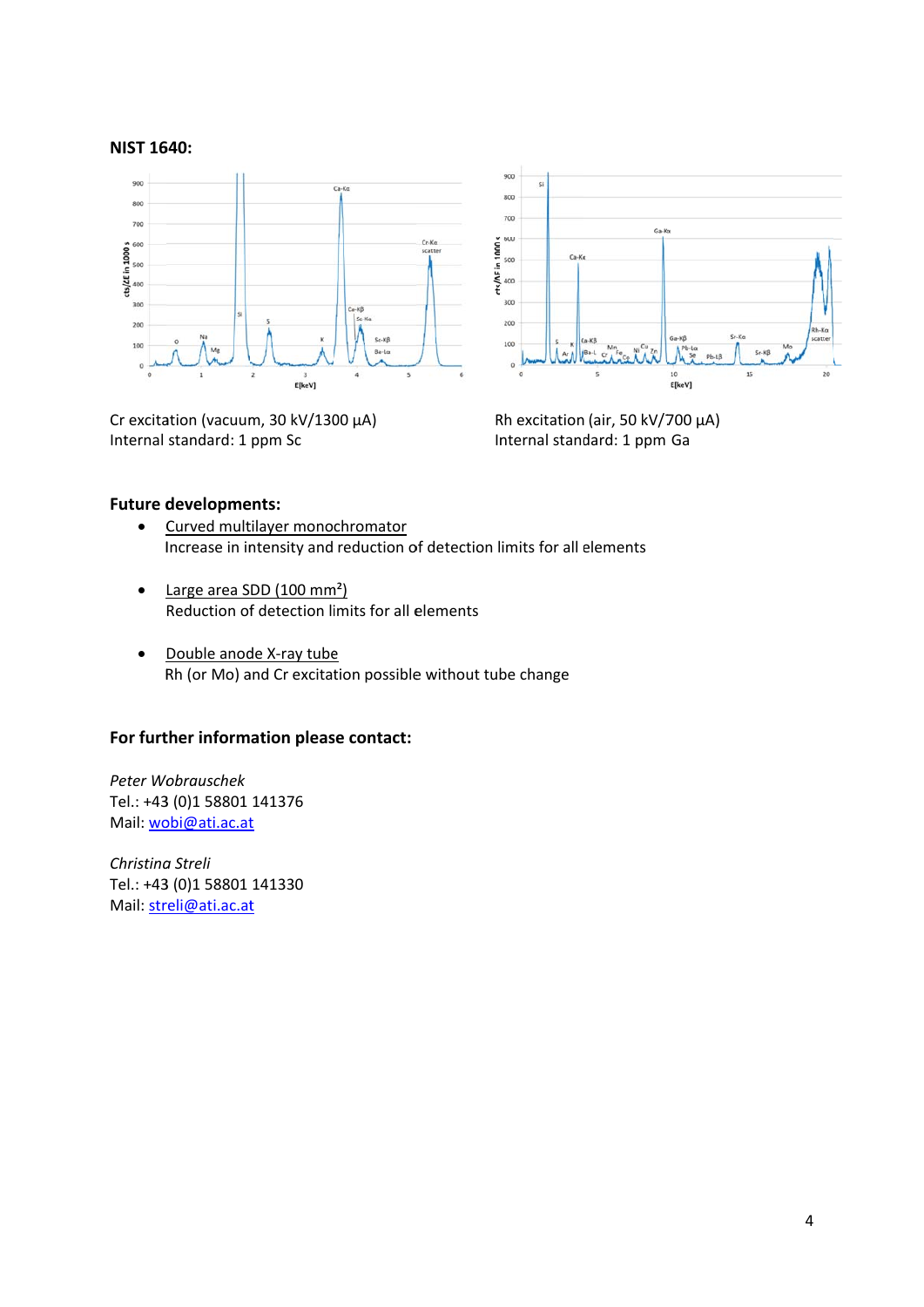**NIST 1640:**

900
800
700
600
500
400
300
200
100
0
cts/ΔE in 1000 s
Si
Ca-Kα
Cr-Kα scatter
Ca-Kβ
Sc-Kα
S
K
O
Na
Mg
Sc-Kβ
Ba-Lα
0 1 2 3 4 5 6
E[keV]

900
800
700
600
500
400
300
200
100
0
cts/ΔE in 1000 s
Si
Ga-Kα
Ca-Kα
Rh-Kα scatter
S
K
Ar
Ca-Kβ
Ba-L
Cr
Mn
Fe
Co
Ni
Cu
Zn
Ga-Kβ
Pb-Lα
Se
Pb-Lβ
Sr-Kα
Sr-Kβ
Mo
0 5 10 15 20
E[keV]

Cr excitation (vacuum, 30 kV/1300 µA)
Internal standard: 1 ppm Sc

Rh excitation (air, 50 kV/700 µA)
Internal standard: 1 ppm Ga

**Future developments:**

- Curved multilayer monochromator
  Increase in intensity and reduction of detection limits for all elements

- Large area SDD (100 mm²)
  Reduction of detection limits for all elements

- Double anode X-ray tube
  Rh (or Mo) and Cr excitation possible without tube change

**For further information please contact:**

*Peter Wobrauschek*
Tel.: +43 (0)1 58801 141376
Mail: wobi@ati.ac.at

*Christina Streli*
Tel.: +43 (0)1 58801 141330
Mail: streli@ati.ac.at